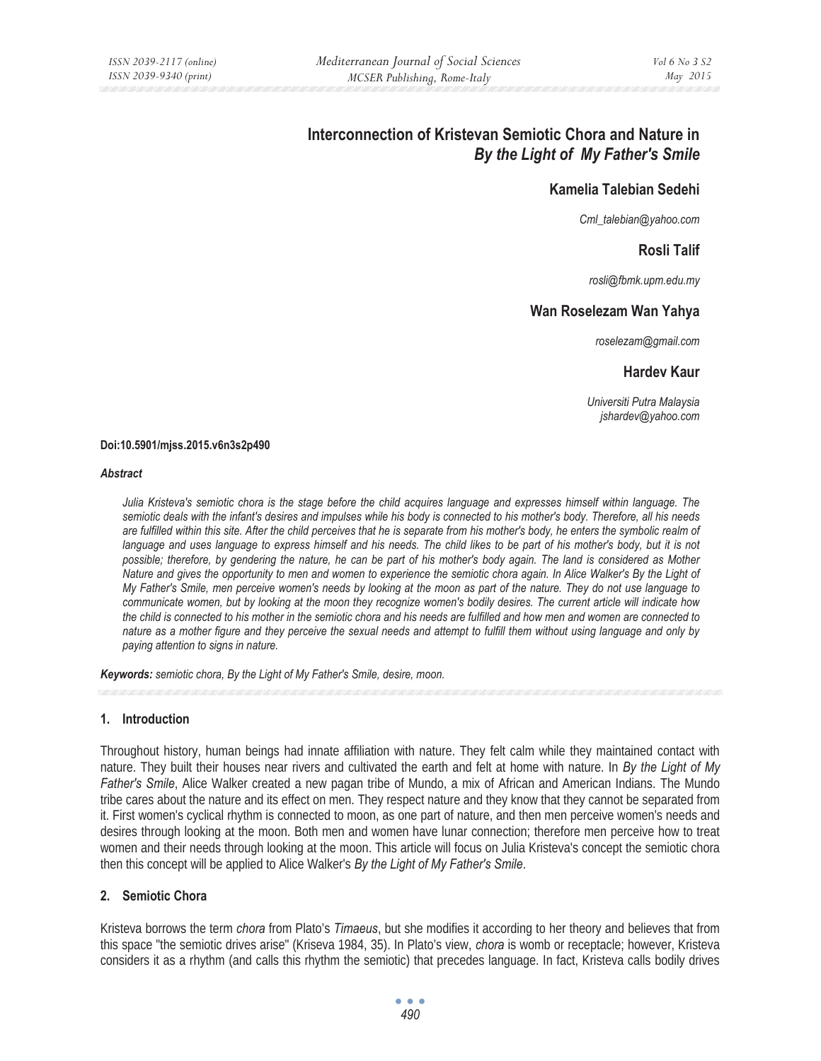# Interconnection of Kristevan Semiotic Chora and Nature in *By the Light of My Father's Smile*

**Kamelia Talebian Sedehi**

*Cml_talebian@yahoo.com*

**Rosli Talif**

*rosli@fbmk.upm.edu.my*

**Wan Roselezam Wan Yahya**

*roselezam@gmail.com*

**Hardev Kaur**

*Universiti Putra Malaysia*
*jshardev@yahoo.com*

**Doi:10.5901/mjss.2015.v6n3s2p490**

***Abstract***

*Julia Kristeva's semiotic chora is the stage before the child acquires language and expresses himself within language. The semiotic deals with the infant's desires and impulses while his body is connected to his mother's body. Therefore, all his needs are fulfilled within this site. After the child perceives that he is separate from his mother's body, he enters the symbolic realm of language and uses language to express himself and his needs. The child likes to be part of his mother's body, but it is not possible; therefore, by gendering the nature, he can be part of his mother's body again. The land is considered as Mother Nature and gives the opportunity to men and women to experience the semiotic chora again. In Alice Walker's By the Light of My Father's Smile, men perceive women's needs by looking at the moon as part of the nature. They do not use language to communicate women, but by looking at the moon they recognize women's bodily desires. The current article will indicate how the child is connected to his mother in the semiotic chora and his needs are fulfilled and how men and women are connected to nature as a mother figure and they perceive the sexual needs and attempt to fulfill them without using language and only by paying attention to signs in nature.*

***Keywords:*** *semiotic chora, By the Light of My Father's Smile, desire, moon.*

## 1. Introduction

Throughout history, human beings had innate affiliation with nature. They felt calm while they maintained contact with nature. They built their houses near rivers and cultivated the earth and felt at home with nature. In *By the Light of My Father's Smile*, Alice Walker created a new pagan tribe of Mundo, a mix of African and American Indians. The Mundo tribe cares about the nature and its effect on men. They respect nature and they know that they cannot be separated from it. First women's cyclical rhythm is connected to moon, as one part of nature, and then men perceive women's needs and desires through looking at the moon. Both men and women have lunar connection; therefore men perceive how to treat women and their needs through looking at the moon. This article will focus on Julia Kristeva's concept the semiotic chora then this concept will be applied to Alice Walker's *By the Light of My Father's Smile*.

## 2. Semiotic Chora

Kristeva borrows the term *chora* from Plato's *Timaeus*, but she modifies it according to her theory and believes that from this space "the semiotic drives arise" (Kriseva 1984, 35). In Plato's view, *chora* is womb or receptacle; however, Kristeva considers it as a rhythm (and calls this rhythm the semiotic) that precedes language. In fact, Kristeva calls bodily drives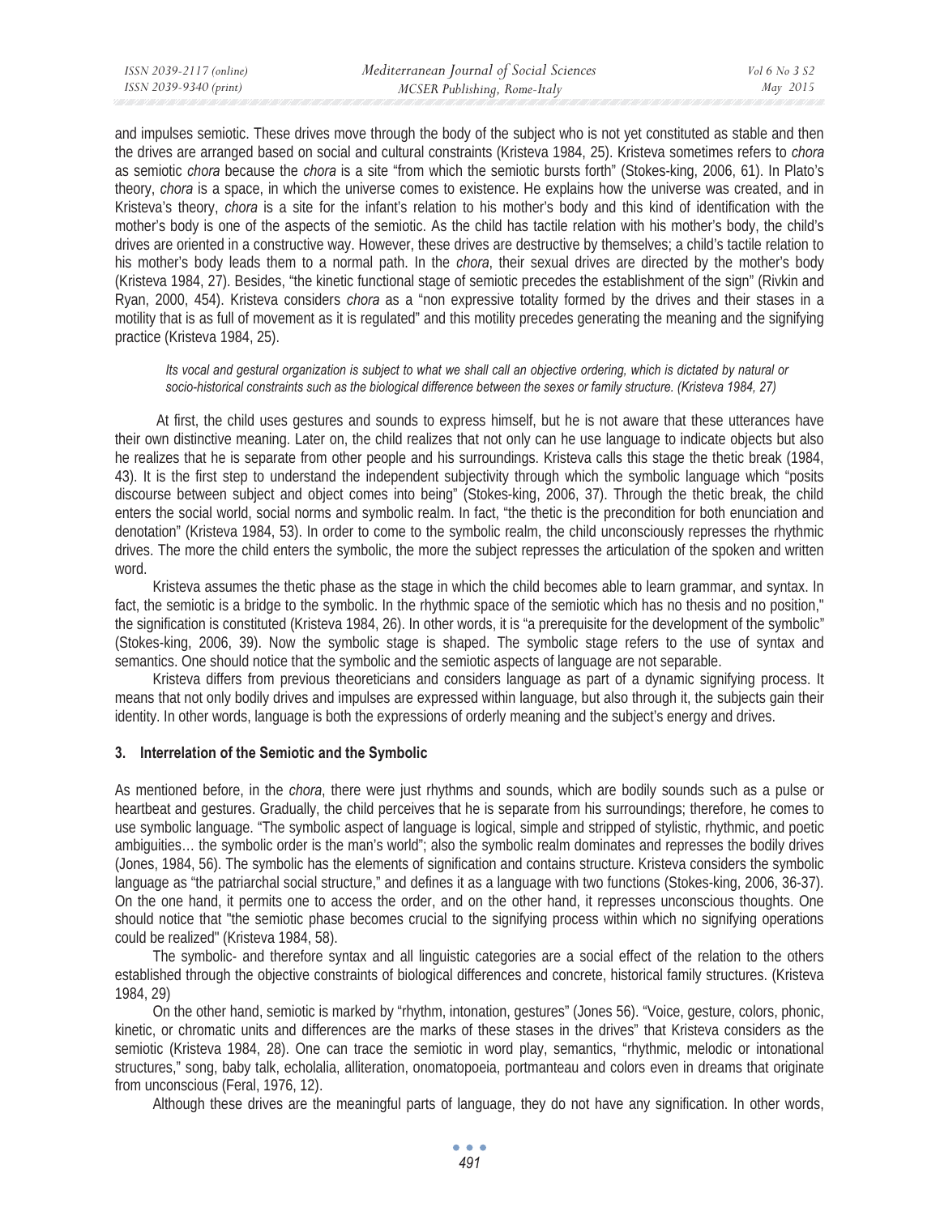and impulses semiotic. These drives move through the body of the subject who is not yet constituted as stable and then the drives are arranged based on social and cultural constraints (Kristeva 1984, 25). Kristeva sometimes refers to *chora* as semiotic *chora* because the *chora* is a site "from which the semiotic bursts forth" (Stokes-king, 2006, 61). In Plato's theory, *chora* is a space, in which the universe comes to existence. He explains how the universe was created, and in Kristeva's theory, *chora* is a site for the infant's relation to his mother's body and this kind of identification with the mother's body is one of the aspects of the semiotic. As the child has tactile relation with his mother's body, the child's drives are oriented in a constructive way. However, these drives are destructive by themselves; a child's tactile relation to his mother's body leads them to a normal path. In the *chora*, their sexual drives are directed by the mother's body (Kristeva 1984, 27). Besides, "the kinetic functional stage of semiotic precedes the establishment of the sign" (Rivkin and Ryan, 2000, 454). Kristeva considers *chora* as a "non expressive totality formed by the drives and their stases in a motility that is as full of movement as it is regulated" and this motility precedes generating the meaning and the signifying practice (Kristeva 1984, 25).

> *Its vocal and gestural organization is subject to what we shall call an objective ordering, which is dictated by natural or socio-historical constraints such as the biological difference between the sexes or family structure. (Kristeva 1984, 27)*

At first, the child uses gestures and sounds to express himself, but he is not aware that these utterances have their own distinctive meaning. Later on, the child realizes that not only can he use language to indicate objects but also he realizes that he is separate from other people and his surroundings. Kristeva calls this stage the thetic break (1984, 43). It is the first step to understand the independent subjectivity through which the symbolic language which "posits discourse between subject and object comes into being" (Stokes-king, 2006, 37). Through the thetic break, the child enters the social world, social norms and symbolic realm. In fact, "the thetic is the precondition for both enunciation and denotation" (Kristeva 1984, 53). In order to come to the symbolic realm, the child unconsciously represses the rhythmic drives. The more the child enters the symbolic, the more the subject represses the articulation of the spoken and written word.

Kristeva assumes the thetic phase as the stage in which the child becomes able to learn grammar, and syntax. In fact, the semiotic is a bridge to the symbolic. In the rhythmic space of the semiotic which has no thesis and no position," the signification is constituted (Kristeva 1984, 26). In other words, it is "a prerequisite for the development of the symbolic" (Stokes-king, 2006, 39). Now the symbolic stage is shaped. The symbolic stage refers to the use of syntax and semantics. One should notice that the symbolic and the semiotic aspects of language are not separable.

Kristeva differs from previous theoreticians and considers language as part of a dynamic signifying process. It means that not only bodily drives and impulses are expressed within language, but also through it, the subjects gain their identity. In other words, language is both the expressions of orderly meaning and the subject's energy and drives.

## 3. Interrelation of the Semiotic and the Symbolic

As mentioned before, in the *chora*, there were just rhythms and sounds, which are bodily sounds such as a pulse or heartbeat and gestures. Gradually, the child perceives that he is separate from his surroundings; therefore, he comes to use symbolic language. "The symbolic aspect of language is logical, simple and stripped of stylistic, rhythmic, and poetic ambiguities… the symbolic order is the man's world"; also the symbolic realm dominates and represses the bodily drives (Jones, 1984, 56). The symbolic has the elements of signification and contains structure. Kristeva considers the symbolic language as "the patriarchal social structure," and defines it as a language with two functions (Stokes-king, 2006, 36-37). On the one hand, it permits one to access the order, and on the other hand, it represses unconscious thoughts. One should notice that "the semiotic phase becomes crucial to the signifying process within which no signifying operations could be realized" (Kristeva 1984, 58).

The symbolic- and therefore syntax and all linguistic categories are a social effect of the relation to the others established through the objective constraints of biological differences and concrete, historical family structures. (Kristeva 1984, 29)

On the other hand, semiotic is marked by "rhythm, intonation, gestures" (Jones 56). "Voice, gesture, colors, phonic, kinetic, or chromatic units and differences are the marks of these stases in the drives" that Kristeva considers as the semiotic (Kristeva 1984, 28). One can trace the semiotic in word play, semantics, "rhythmic, melodic or intonational structures," song, baby talk, echolalia, alliteration, onomatopoeia, portmanteau and colors even in dreams that originate from unconscious (Feral, 1976, 12).

Although these drives are the meaningful parts of language, they do not have any signification. In other words,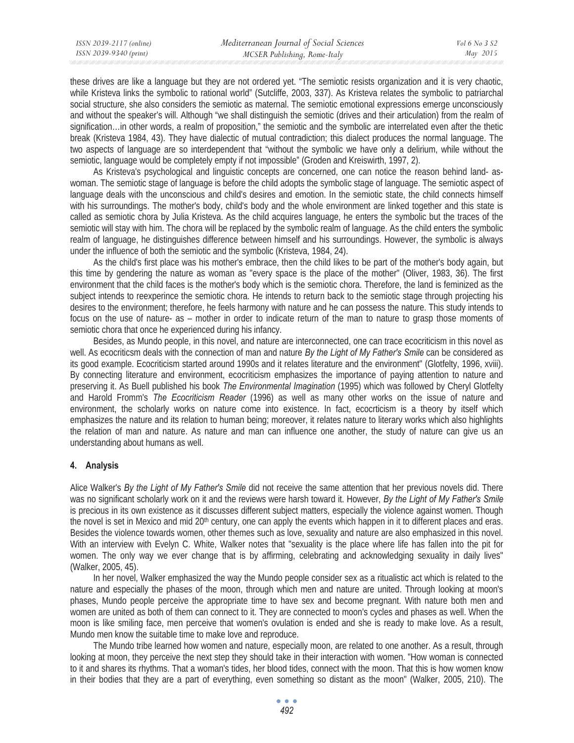these drives are like a language but they are not ordered yet. "The semiotic resists organization and it is very chaotic, while Kristeva links the symbolic to rational world" (Sutcliffe, 2003, 337). As Kristeva relates the symbolic to patriarchal social structure, she also considers the semiotic as maternal. The semiotic emotional expressions emerge unconsciously and without the speaker's will. Although "we shall distinguish the semiotic (drives and their articulation) from the realm of signification…in other words, a realm of proposition," the semiotic and the symbolic are interrelated even after the thetic break (Kristeva 1984, 43). They have dialectic of mutual contradiction; this dialect produces the normal language. The two aspects of language are so interdependent that "without the symbolic we have only a delirium, while without the semiotic, language would be completely empty if not impossible" (Groden and Kreiswirth, 1997, 2).

As Kristeva's psychological and linguistic concepts are concerned, one can notice the reason behind land- as-woman. The semiotic stage of language is before the child adopts the symbolic stage of language. The semiotic aspect of language deals with the unconscious and child's desires and emotion. In the semiotic state, the child connects himself with his surroundings. The mother's body, child's body and the whole environment are linked together and this state is called as semiotic chora by Julia Kristeva. As the child acquires language, he enters the symbolic but the traces of the semiotic will stay with him. The chora will be replaced by the symbolic realm of language. As the child enters the symbolic realm of language, he distinguishes difference between himself and his surroundings. However, the symbolic is always under the influence of both the semiotic and the symbolic (Kristeva, 1984, 24).

As the child's first place was his mother's embrace, then the child likes to be part of the mother's body again, but this time by gendering the nature as woman as "every space is the place of the mother" (Oliver, 1983, 36). The first environment that the child faces is the mother's body which is the semiotic chora. Therefore, the land is feminized as the subject intends to reexperince the semiotic chora. He intends to return back to the semiotic stage through projecting his desires to the environment; therefore, he feels harmony with nature and he can possess the nature. This study intends to focus on the use of nature- as – mother in order to indicate return of the man to nature to grasp those moments of semiotic chora that once he experienced during his infancy.

Besides, as Mundo people, in this novel, and nature are interconnected, one can trace ecocriticism in this novel as well. As ecocriticsm deals with the connection of man and nature *By the Light of My Father's Smile* can be considered as its good example. Ecocriticism started around 1990s and it relates literature and the environment" (Glotfelty, 1996, xviii). By connecting literature and environment, ecocriticism emphasizes the importance of paying attention to nature and preserving it. As Buell published his book *The Environmental Imagination* (1995) which was followed by Cheryl Glotfelty and Harold Fromm's *The Ecocriticism Reader* (1996) as well as many other works on the issue of nature and environment, the scholarly works on nature come into existence. In fact, ecocrticism is a theory by itself which emphasizes the nature and its relation to human being; moreover, it relates nature to literary works which also highlights the relation of man and nature. As nature and man can influence one another, the study of nature can give us an understanding about humans as well.

## 4. Analysis

Alice Walker's *By the Light of My Father's Smile* did not receive the same attention that her previous novels did. There was no significant scholarly work on it and the reviews were harsh toward it. However, *By the Light of My Father's Smile* is precious in its own existence as it discusses different subject matters, especially the violence against women. Though the novel is set in Mexico and mid 20th century, one can apply the events which happen in it to different places and eras. Besides the violence towards women, other themes such as love, sexuality and nature are also emphasized in this novel. With an interview with Evelyn C. White, Walker notes that "sexuality is the place where life has fallen into the pit for women. The only way we ever change that is by affirming, celebrating and acknowledging sexuality in daily lives" (Walker, 2005, 45).

In her novel, Walker emphasized the way the Mundo people consider sex as a ritualistic act which is related to the nature and especially the phases of the moon, through which men and nature are united. Through looking at moon's phases, Mundo people perceive the appropriate time to have sex and become pregnant. With nature both men and women are united as both of them can connect to it. They are connected to moon's cycles and phases as well. When the moon is like smiling face, men perceive that women's ovulation is ended and she is ready to make love. As a result, Mundo men know the suitable time to make love and reproduce.

The Mundo tribe learned how women and nature, especially moon, are related to one another. As a result, through looking at moon, they perceive the next step they should take in their interaction with women. "How woman is connected to it and shares its rhythms. That a woman's tides, her blood tides, connect with the moon. That this is how women know in their bodies that they are a part of everything, even something so distant as the moon" (Walker, 2005, 210). The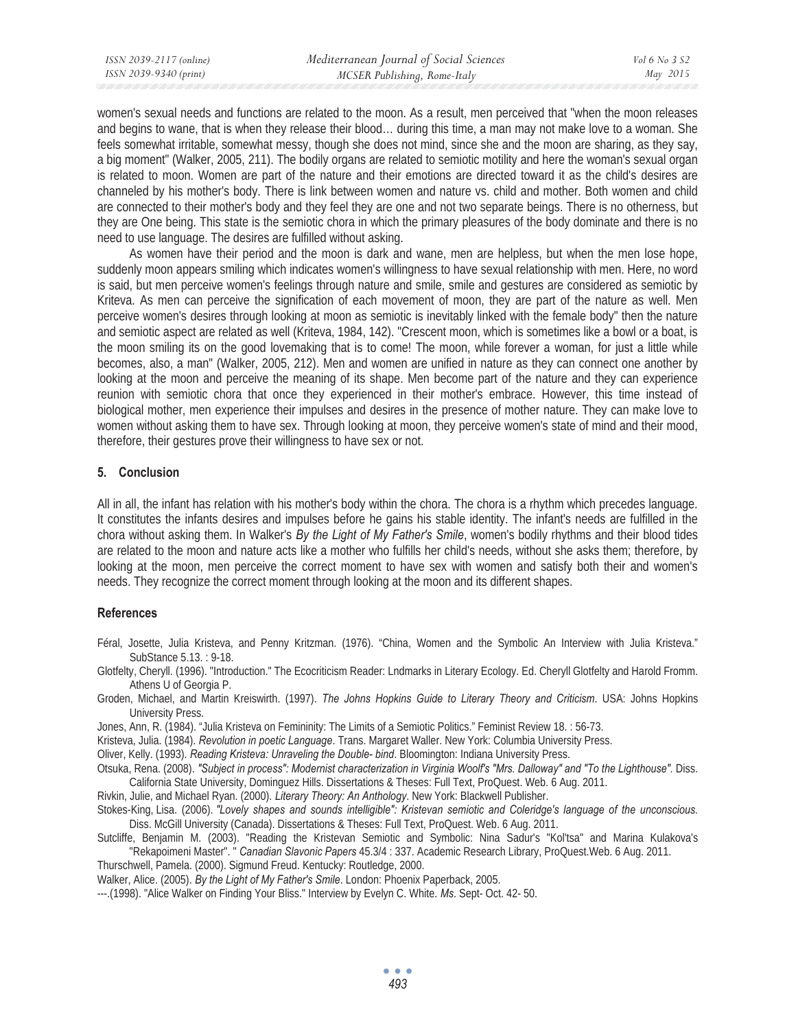women's sexual needs and functions are related to the moon. As a result, men perceived that "when the moon releases and begins to wane, that is when they release their blood… during this time, a man may not make love to a woman. She feels somewhat irritable, somewhat messy, though she does not mind, since she and the moon are sharing, as they say, a big moment" (Walker, 2005, 211). The bodily organs are related to semiotic motility and here the woman's sexual organ is related to moon. Women are part of the nature and their emotions are directed toward it as the child's desires are channeled by his mother's body. There is link between women and nature vs. child and mother. Both women and child are connected to their mother's body and they feel they are one and not two separate beings. There is no otherness, but they are One being. This state is the semiotic chora in which the primary pleasures of the body dominate and there is no need to use language. The desires are fulfilled without asking.

As women have their period and the moon is dark and wane, men are helpless, but when the men lose hope, suddenly moon appears smiling which indicates women's willingness to have sexual relationship with men. Here, no word is said, but men perceive women's feelings through nature and smile, smile and gestures are considered as semiotic by Kriteva. As men can perceive the signification of each movement of moon, they are part of the nature as well. Men perceive women's desires through looking at moon as semiotic is inevitably linked with the female body" then the nature and semiotic aspect are related as well (Kriteva, 1984, 142). "Crescent moon, which is sometimes like a bowl or a boat, is the moon smiling its on the good lovemaking that is to come! The moon, while forever a woman, for just a little while becomes, also, a man" (Walker, 2005, 212). Men and women are unified in nature as they can connect one another by looking at the moon and perceive the meaning of its shape. Men become part of the nature and they can experience reunion with semiotic chora that once they experienced in their mother's embrace. However, this time instead of biological mother, men experience their impulses and desires in the presence of mother nature. They can make love to women without asking them to have sex. Through looking at moon, they perceive women's state of mind and their mood, therefore, their gestures prove their willingness to have sex or not.

## 5. Conclusion

All in all, the infant has relation with his mother's body within the chora. The chora is a rhythm which precedes language. It constitutes the infants desires and impulses before he gains his stable identity. The infant's needs are fulfilled in the chora without asking them. In Walker's *By the Light of My Father's Smile*, women's bodily rhythms and their blood tides are related to the moon and nature acts like a mother who fulfills her child's needs, without she asks them; therefore, by looking at the moon, men perceive the correct moment to have sex with women and satisfy both their and women's needs. They recognize the correct moment through looking at the moon and its different shapes.

## References

Féral, Josette, Julia Kristeva, and Penny Kritzman. (1976). "China, Women and the Symbolic An Interview with Julia Kristeva." SubStance 5.13. : 9-18.

Glotfelty, Cheryll. (1996). "Introduction." The Ecocriticism Reader: Lndmarks in Literary Ecology. Ed. Cheryll Glotfelty and Harold Fromm. Athens U of Georgia P.

Groden, Michael, and Martin Kreiswirth. (1997). *The Johns Hopkins Guide to Literary Theory and Criticism*. USA: Johns Hopkins University Press.

Jones, Ann, R. (1984). "Julia Kristeva on Femininity: The Limits of a Semiotic Politics." Feminist Review 18. : 56-73.

Kristeva, Julia. (1984). *Revolution in poetic Language*. Trans. Margaret Waller. New York: Columbia University Press.

Oliver, Kelly. (1993). *Reading Kristeva: Unraveling the Double- bind*. Bloomington: Indiana University Press.

Otsuka, Rena. (2008). *"Subject in process": Modernist characterization in Virginia Woolf's "Mrs. Dalloway" and "To the Lighthouse"*. Diss. California State University, Dominguez Hills. Dissertations & Theses: Full Text, ProQuest. Web. 6 Aug. 2011.

Rivkin, Julie, and Michael Ryan. (2000). *Literary Theory: An Anthology*. New York: Blackwell Publisher.

Stokes-King, Lisa. (2006). *"Lovely shapes and sounds intelligible": Kristevan semiotic and Coleridge's language of the unconscious.* Diss. McGill University (Canada). Dissertations & Theses: Full Text, ProQuest. Web. 6 Aug. 2011.

Sutcliffe, Benjamin M. (2003). "Reading the Kristevan Semiotic and Symbolic: Nina Sadur's "Kol'tsa" and Marina Kulakova's "Rekapoimeni Master". " *Canadian Slavonic Papers* 45.3/4 : 337. Academic Research Library, ProQuest.Web. 6 Aug. 2011.

Thurschwell, Pamela. (2000). Sigmund Freud. Kentucky: Routledge, 2000.

Walker, Alice. (2005). *By the Light of My Father's Smile*. London: Phoenix Paperback, 2005.

---.(1998). "Alice Walker on Finding Your Bliss." Interview by Evelyn C. White. *Ms*. Sept- Oct. 42- 50.